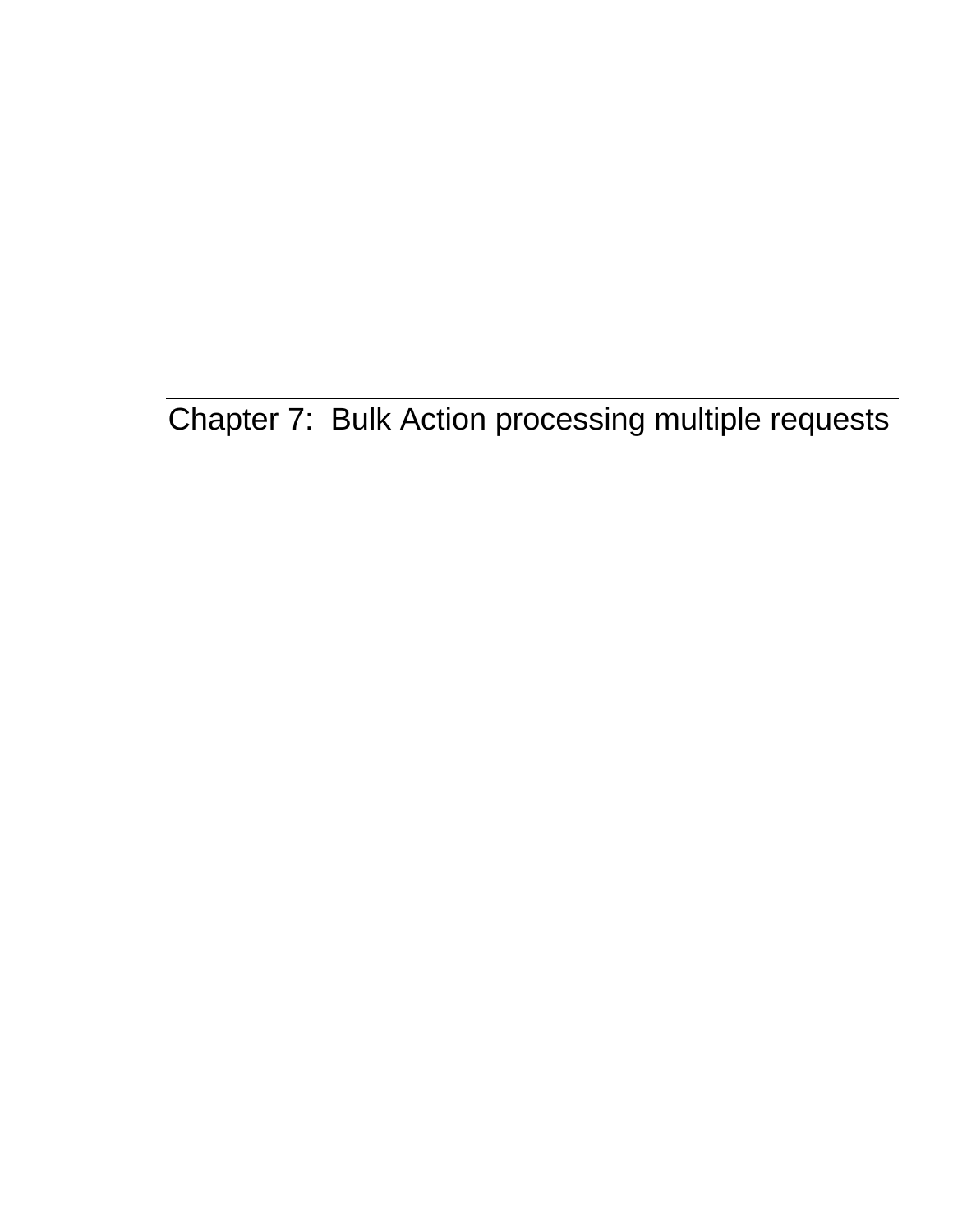# Chapter 7: Bulk Action processing multiple requests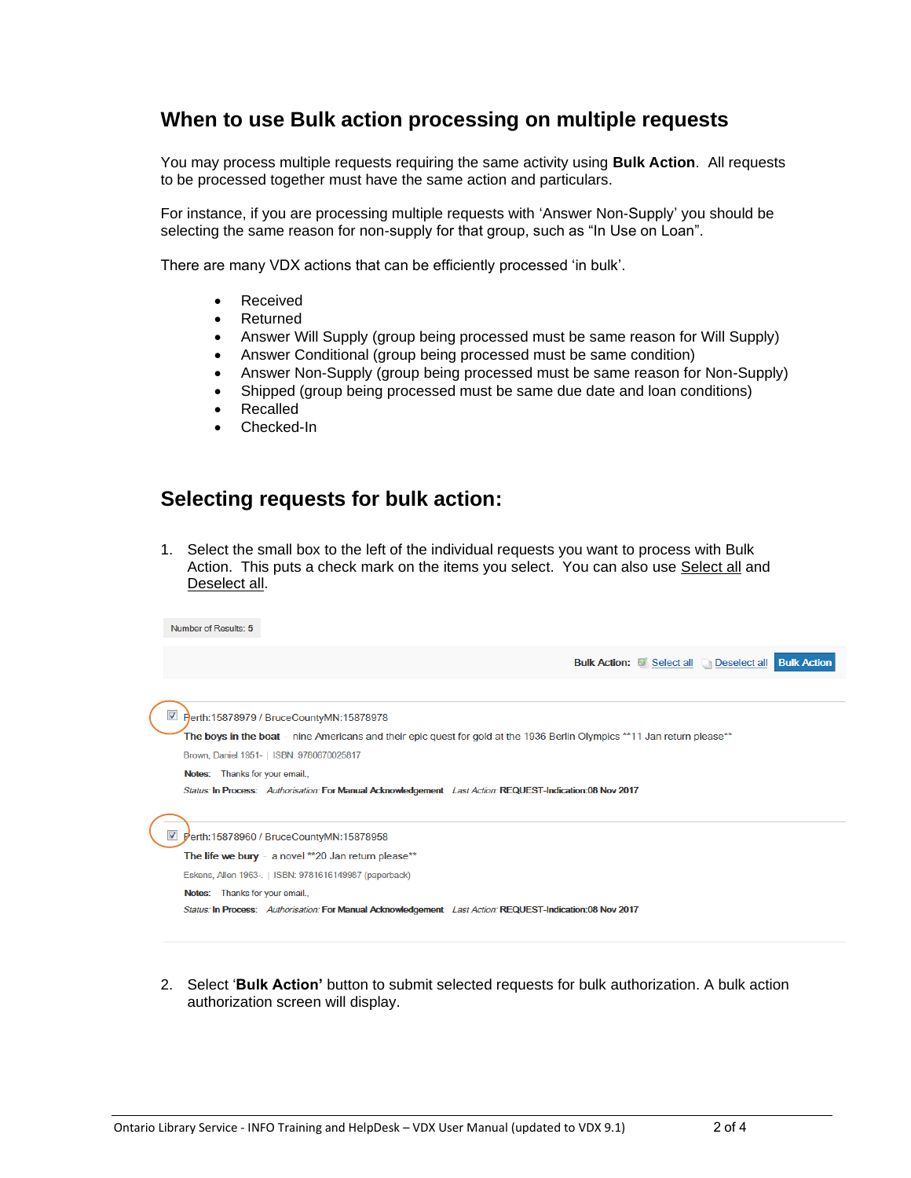## When to use Bulk action processing on multiple requests

You may process multiple requests requiring the same activity using **Bulk Action**. All requests to be processed together must have the same action and particulars.

For instance, if you are processing multiple requests with 'Answer Non-Supply' you should be selecting the same reason for non-supply for that group, such as "In Use on Loan".

There are many VDX actions that can be efficiently processed 'in bulk'.

- Received
- Returned
- Answer Will Supply (group being processed must be same reason for Will Supply)
- Answer Conditional (group being processed must be same condition)
- Answer Non-Supply (group being processed must be same reason for Non-Supply)
- Shipped (group being processed must be same due date and loan conditions)
- Recalled
- Checked-In

## Selecting requests for bulk action:

1. Select the small box to the left of the individual requests you want to process with Bulk Action. This puts a check mark on the items you select. You can also use Select all and Deselect all.

Number of Results: 5

Bulk Action: Select all Deselect all Bulk Action

☑ Perth:15878979 / BruceCountyMN:15878978
**The boys in the boat** nine Americans and their epic quest for gold at the 1936 Berlin Olympics **11 Jan return please**
Brown, Daniel 1951- | ISBN: 9780670025817
**Notes:** Thanks for your email.,
*Status:* **In Process** *Authorisation:* **For Manual Acknowledgement** *Last Action:* **REQUEST-Indication:08 Nov 2017**

☑ Perth:15878960 / BruceCountyMN:15878958
**The life we bury** - a novel **20 Jan return please**
Eskens, Allen 1963-. | ISBN: 9781616149987 (paperback)
**Notes:** Thanks for your email.,
*Status:* **In Process** *Authorisation:* **For Manual Acknowledgement** *Last Action:* **REQUEST-Indication:08 Nov 2017**

2. Select '**Bulk Action'** button to submit selected requests for bulk authorization. A bulk action authorization screen will display.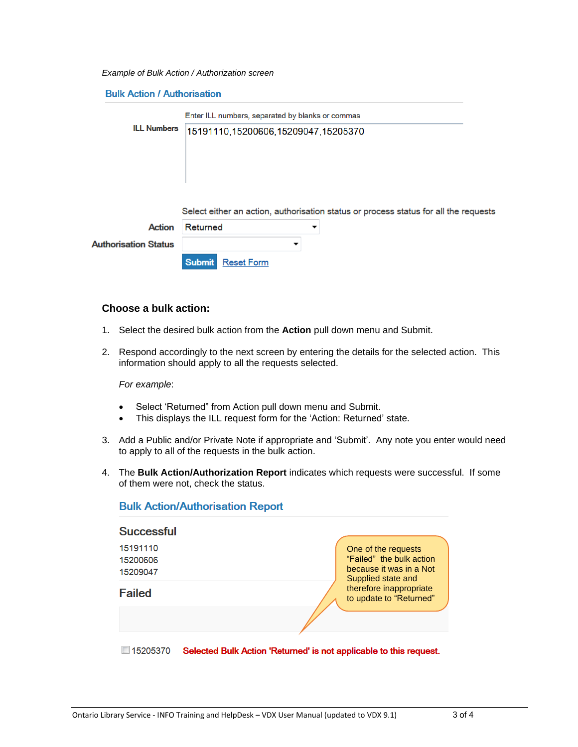*Example of Bulk Action / Authorization screen*

**Bulk Action / Authorisation**

Enter ILL numbers, separated by blanks or commas

**ILL Numbers** 15191110,15200606,15209047,15205370

Select either an action, authorisation status or process status for all the requests

**Action** Returned

**Authorisation Status**

Submit Reset Form

**Choose a bulk action:**

1. Select the desired bulk action from the **Action** pull down menu and Submit.

2. Respond accordingly to the next screen by entering the details for the selected action. This information should apply to all the requests selected.

   *For example*:

   - Select 'Returned" from Action pull down menu and Submit.
   - This displays the ILL request form for the 'Action: Returned' state.

3. Add a Public and/or Private Note if appropriate and 'Submit'. Any note you enter would need to apply to all of the requests in the bulk action.

4. The **Bulk Action/Authorization Report** indicates which requests were successful. If some of them were not, check the status.

**Bulk Action/Authorisation Report**

**Successful**

15191110
15200606
15209047

**Failed**

15205370 Selected Bulk Action 'Returned' is not applicable to this request.

One of the requests "Failed" the bulk action because it was in a Not Supplied state and therefore inappropriate to update to "Returned"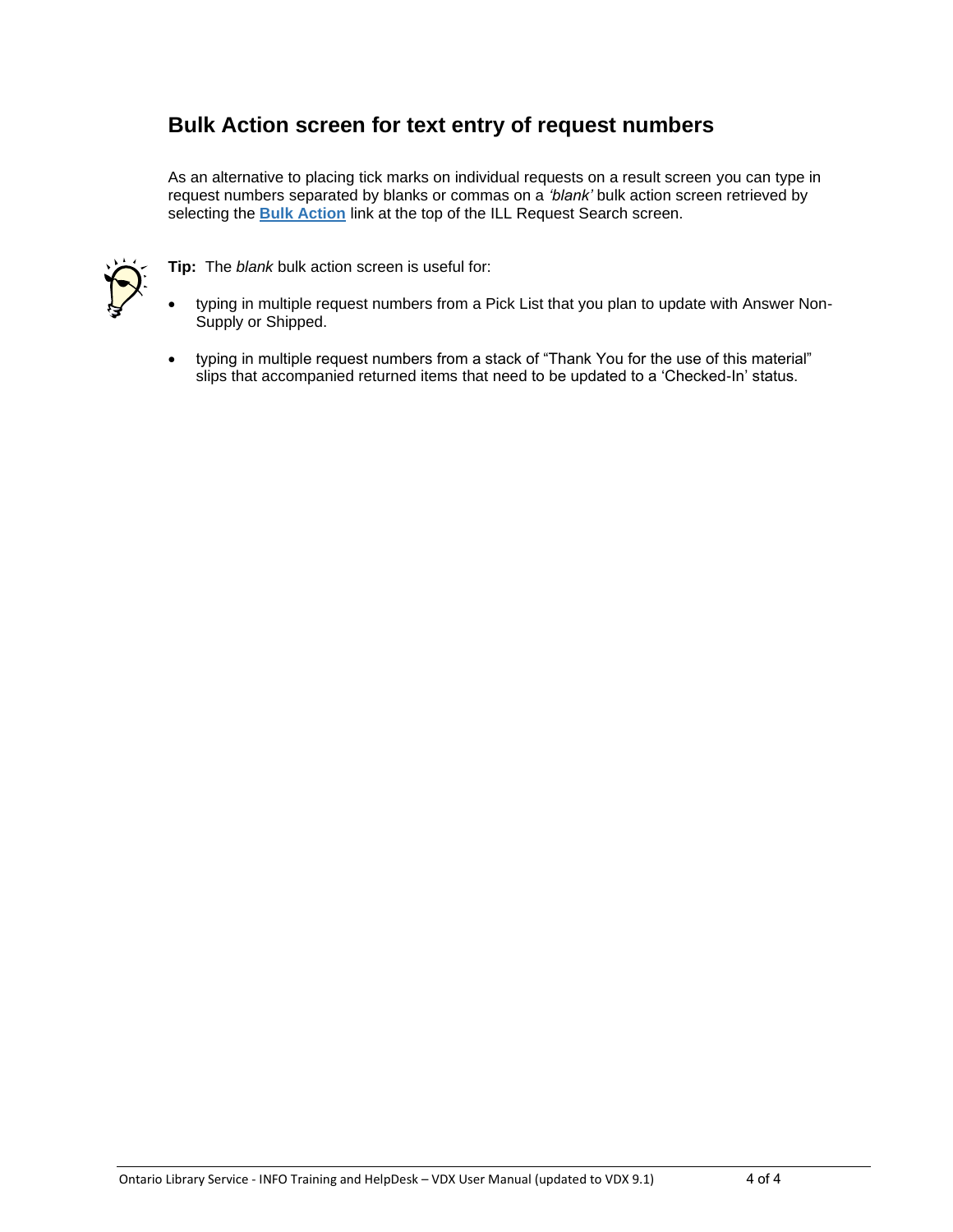## Bulk Action screen for text entry of request numbers

As an alternative to placing tick marks on individual requests on a result screen you can type in request numbers separated by blanks or commas on a *'blank'* bulk action screen retrieved by selecting the **Bulk Action** link at the top of the ILL Request Search screen.

**Tip:** The *blank* bulk action screen is useful for:

- typing in multiple request numbers from a Pick List that you plan to update with Answer Non-Supply or Shipped.
- typing in multiple request numbers from a stack of "Thank You for the use of this material" slips that accompanied returned items that need to be updated to a 'Checked-In' status.